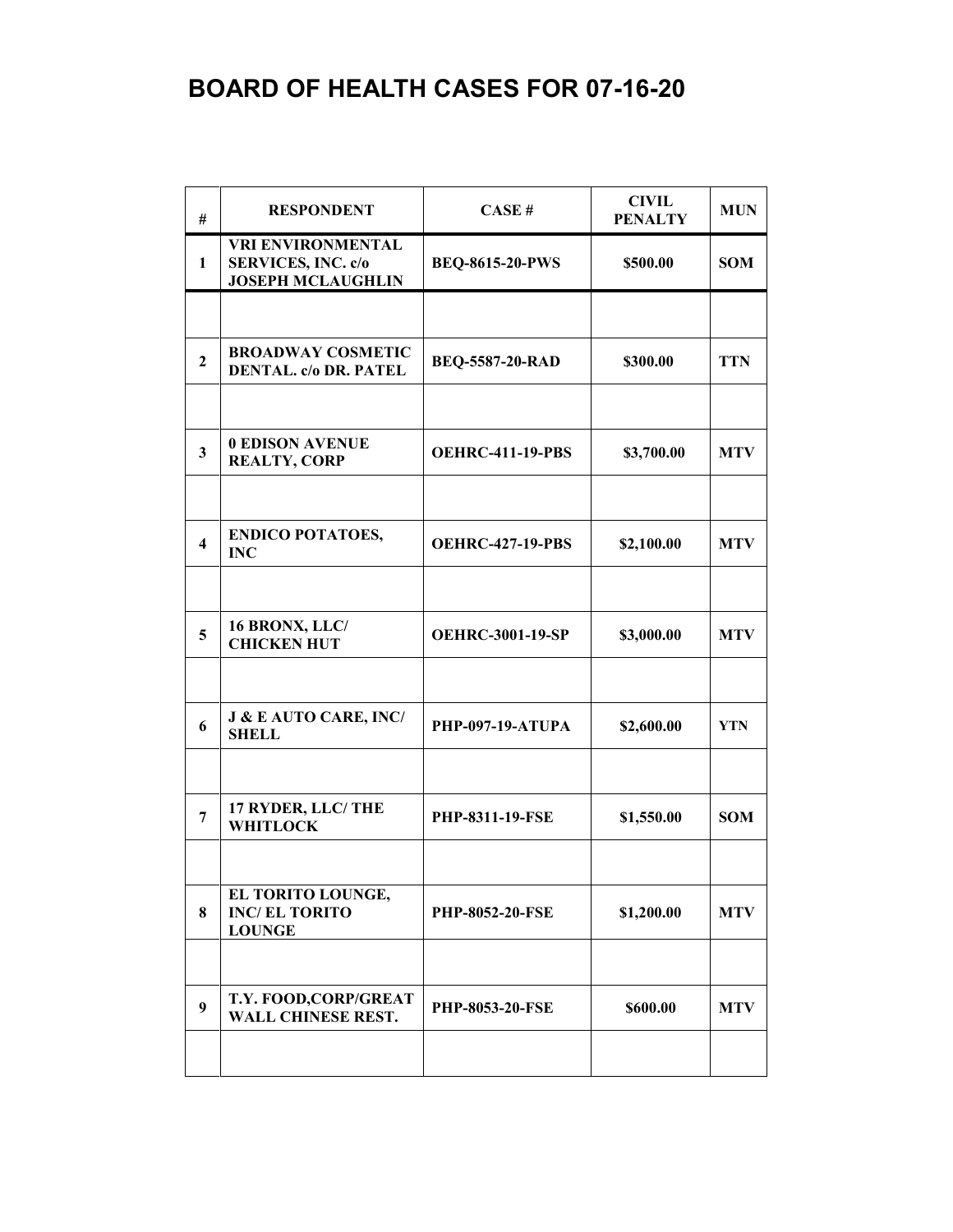# BOARD OF HEALTH CASES FOR 07-16-20

| # | RESPONDENT | CASE # | CIVIL PENALTY | MUN |
|---|---|---|---|---|
| 1 | VRI ENVIRONMENTAL SERVICES, INC. c/o JOSEPH MCLAUGHLIN | BEQ-8615-20-PWS | $500.00 | SOM |
| | | | | |
| 2 | BROADWAY COSMETIC DENTAL. c/o DR. PATEL | BEQ-5587-20-RAD | $300.00 | TTN |
| | | | | |
| 3 | 0 EDISON AVENUE REALTY, CORP | OEHRC-411-19-PBS | $3,700.00 | MTV |
| | | | | |
| 4 | ENDICO POTATOES, INC | OEHRC-427-19-PBS | $2,100.00 | MTV |
| | | | | |
| 5 | 16 BRONX, LLC/ CHICKEN HUT | OEHRC-3001-19-SP | $3,000.00 | MTV |
| | | | | |
| 6 | J & E AUTO CARE, INC/ SHELL | PHP-097-19-ATUPA | $2,600.00 | YTN |
| | | | | |
| 7 | 17 RYDER, LLC/ THE WHITLOCK | PHP-8311-19-FSE | $1,550.00 | SOM |
| | | | | |
| 8 | EL TORITO LOUNGE, INC/ EL TORITO LOUNGE | PHP-8052-20-FSE | $1,200.00 | MTV |
| | | | | |
| 9 | T.Y. FOOD,CORP/GREAT WALL CHINESE REST. | PHP-8053-20-FSE | $600.00 | MTV |
| | | | | |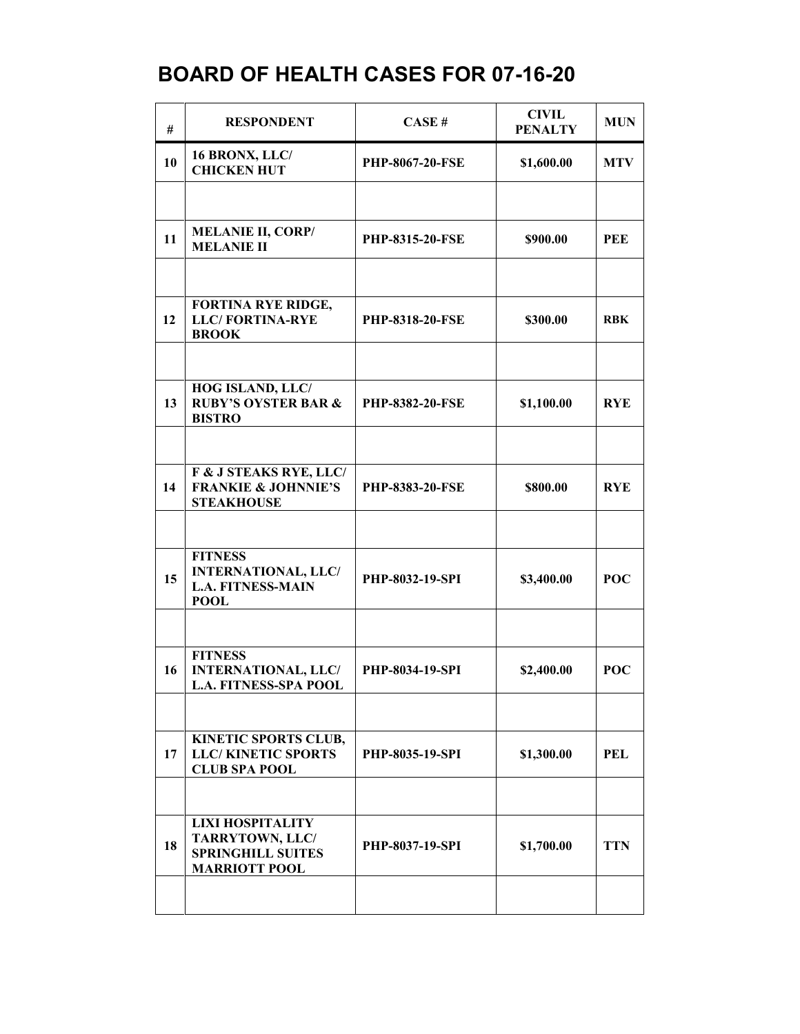# BOARD OF HEALTH CASES FOR 07-16-20

| # | RESPONDENT | CASE # | CIVIL PENALTY | MUN |
|---|---|---|---|---|
| 10 | 16 BRONX, LLC/ CHICKEN HUT | PHP-8067-20-FSE | $1,600.00 | MTV |
| | | | | |
| 11 | MELANIE II, CORP/ MELANIE II | PHP-8315-20-FSE | $900.00 | PEE |
| | | | | |
| 12 | FORTINA RYE RIDGE, LLC/ FORTINA-RYE BROOK | PHP-8318-20-FSE | $300.00 | RBK |
| | | | | |
| 13 | HOG ISLAND, LLC/ RUBY'S OYSTER BAR & BISTRO | PHP-8382-20-FSE | $1,100.00 | RYE |
| | | | | |
| 14 | F & J STEAKS RYE, LLC/ FRANKIE & JOHNNIE'S STEAKHOUSE | PHP-8383-20-FSE | $800.00 | RYE |
| | | | | |
| 15 | FITNESS INTERNATIONAL, LLC/ L.A. FITNESS-MAIN POOL | PHP-8032-19-SPI | $3,400.00 | POC |
| | | | | |
| 16 | FITNESS INTERNATIONAL, LLC/ L.A. FITNESS-SPA POOL | PHP-8034-19-SPI | $2,400.00 | POC |
| | | | | |
| 17 | KINETIC SPORTS CLUB, LLC/ KINETIC SPORTS CLUB SPA POOL | PHP-8035-19-SPI | $1,300.00 | PEL |
| | | | | |
| 18 | LIXI HOSPITALITY TARRYTOWN, LLC/ SPRINGHILL SUITES MARRIOTT POOL | PHP-8037-19-SPI | $1,700.00 | TTN |
| | | | | |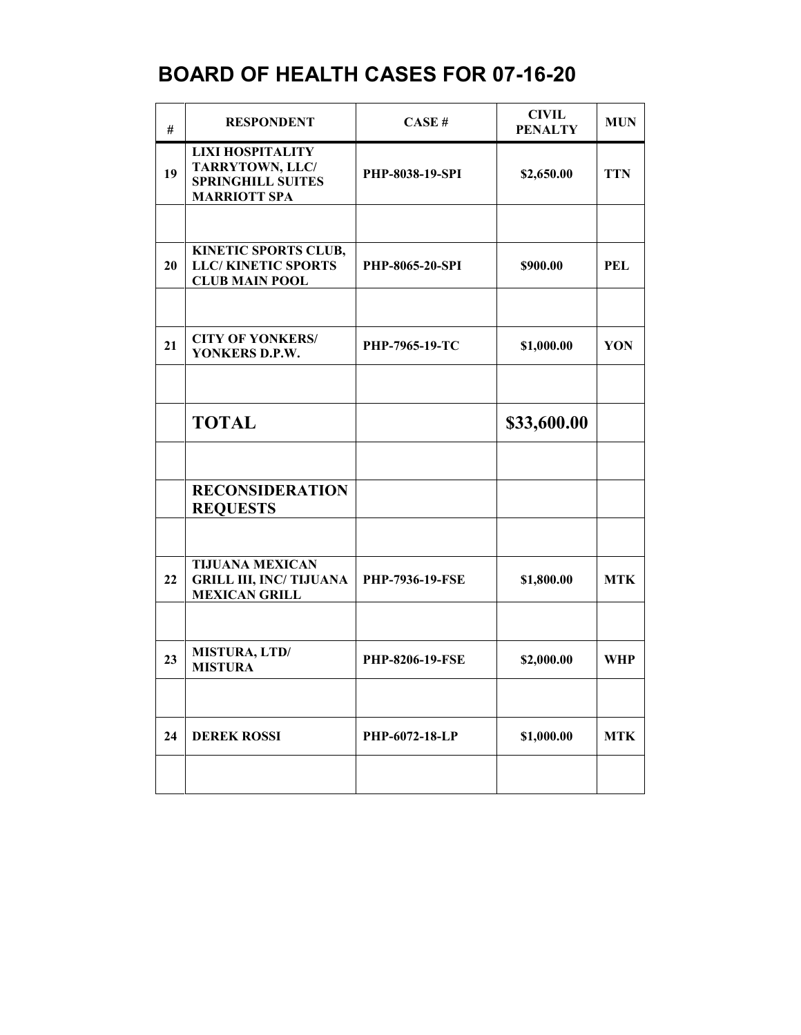# BOARD OF HEALTH CASES FOR 07-16-20

| # | RESPONDENT | CASE # | CIVIL PENALTY | MUN |
|---|---|---|---|---|
| 19 | LIXI HOSPITALITY TARRYTOWN, LLC/ SPRINGHILL SUITES MARRIOTT SPA | PHP-8038-19-SPI | $2,650.00 | TTN |
| | | | | |
| 20 | KINETIC SPORTS CLUB, LLC/ KINETIC SPORTS CLUB MAIN POOL | PHP-8065-20-SPI | $900.00 | PEL |
| | | | | |
| 21 | CITY OF YONKERS/ YONKERS D.P.W. | PHP-7965-19-TC | $1,000.00 | YON |
| | | | | |
| | **TOTAL** | | **$33,600.00** | |
| | | | | |
| | **RECONSIDERATION REQUESTS** | | | |
| | | | | |
| 22 | TIJUANA MEXICAN GRILL III, INC/ TIJUANA MEXICAN GRILL | PHP-7936-19-FSE | $1,800.00 | MTK |
| | | | | |
| 23 | MISTURA, LTD/ MISTURA | PHP-8206-19-FSE | $2,000.00 | WHP |
| | | | | |
| 24 | DEREK ROSSI | PHP-6072-18-LP | $1,000.00 | MTK |
| | | | | |